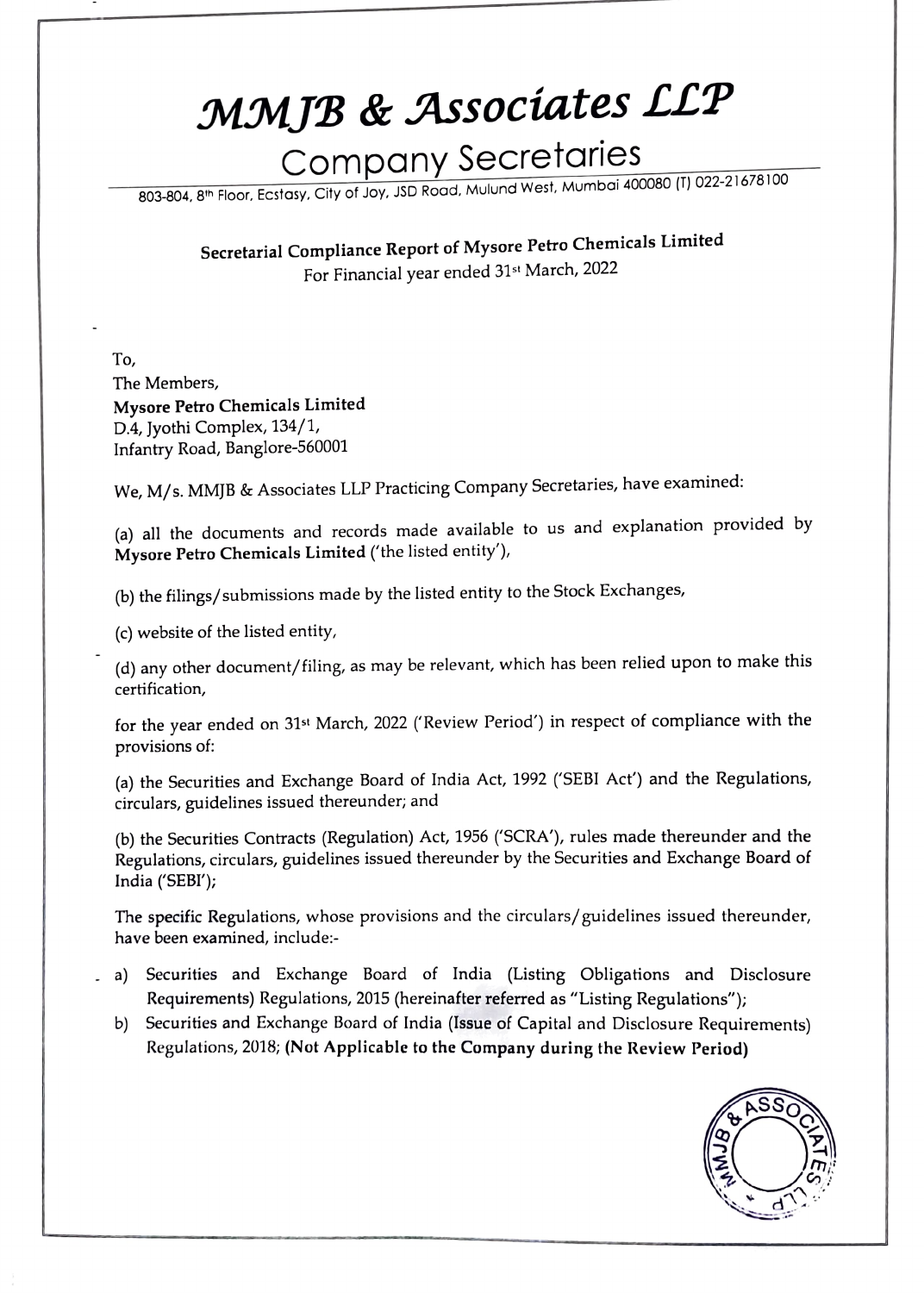# MMJB & Associates LLP

## Company Secretaries

803-804, 8th Floor, Ecstasy, City of Joy, JSD Road, Mulund West, Mumbai 400080 (T) 022-21678100

**Secretarial Compliance Report of Mysore Petro Chemicals Limited**
For Financial year ended 31st March, 2022

To,
The Members,
**Mysore Petro Chemicals Limited**
D.4, Jyothi Complex, 134/1,
Infantry Road, Banglore-560001

We, M/s. MMJB & Associates LLP Practicing Company Secretaries, have examined:

(a) all the documents and records made available to us and explanation provided by **Mysore Petro Chemicals Limited** ('the listed entity'),

(b) the filings/submissions made by the listed entity to the Stock Exchanges,

(c) website of the listed entity,

(d) any other document/filing, as may be relevant, which has been relied upon to make this certification,

for the year ended on 31st March, 2022 ('Review Period') in respect of compliance with the provisions of:

(a) the Securities and Exchange Board of India Act, 1992 ('SEBI Act') and the Regulations, circulars, guidelines issued thereunder; and

(b) the Securities Contracts (Regulation) Act, 1956 ('SCRA'), rules made thereunder and the Regulations, circulars, guidelines issued thereunder by the Securities and Exchange Board of India ('SEBI');

The specific Regulations, whose provisions and the circulars/guidelines issued thereunder, have been examined, include:-

a) Securities and Exchange Board of India (Listing Obligations and Disclosure Requirements) Regulations, 2015 (hereinafter referred as "Listing Regulations");
b) Securities and Exchange Board of India (Issue of Capital and Disclosure Requirements) Regulations, 2018; **(Not Applicable to the Company during the Review Period)**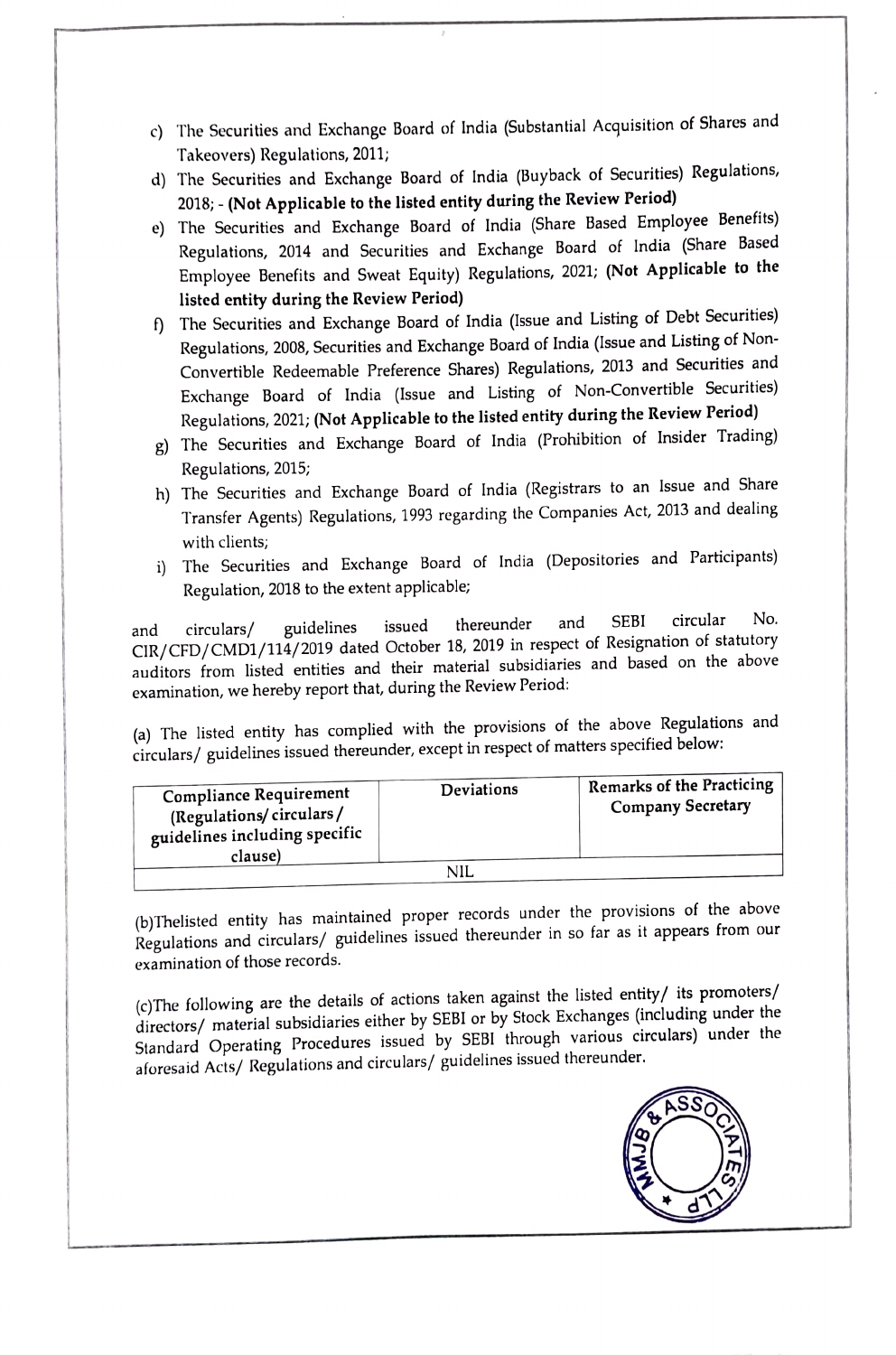c) The Securities and Exchange Board of India (Substantial Acquisition of Shares and Takeovers) Regulations, 2011;

d) The Securities and Exchange Board of India (Buyback of Securities) Regulations, 2018; - **(Not Applicable to the listed entity during the Review Period)**

e) The Securities and Exchange Board of India (Share Based Employee Benefits) Regulations, 2014 and Securities and Exchange Board of India (Share Based Employee Benefits and Sweat Equity) Regulations, 2021; **(Not Applicable to the listed entity during the Review Period)**

f) The Securities and Exchange Board of India (Issue and Listing of Debt Securities) Regulations, 2008, Securities and Exchange Board of India (Issue and Listing of Non-Convertible Redeemable Preference Shares) Regulations, 2013 and Securities and Exchange Board of India (Issue and Listing of Non-Convertible Securities) Regulations, 2021; **(Not Applicable to the listed entity during the Review Period)**

g) The Securities and Exchange Board of India (Prohibition of Insider Trading) Regulations, 2015;

h) The Securities and Exchange Board of India (Registrars to an Issue and Share Transfer Agents) Regulations, 1993 regarding the Companies Act, 2013 and dealing with clients;

i) The Securities and Exchange Board of India (Depositories and Participants) Regulation, 2018 to the extent applicable;

and circulars/ guidelines issued thereunder and SEBI circular No. CIR/CFD/CMD1/114/2019 dated October 18, 2019 in respect of Resignation of statutory auditors from listed entities and their material subsidiaries and based on the above examination, we hereby report that, during the Review Period:

(a) The listed entity has complied with the provisions of the above Regulations and circulars/ guidelines issued thereunder, except in respect of matters specified below:

| Compliance Requirement (Regulations/ circulars / guidelines including specific clause) | Deviations | Remarks of the Practicing Company Secretary |
|---|---|---|
| | NIL | |

(b)Thelisted entity has maintained proper records under the provisions of the above Regulations and circulars/ guidelines issued thereunder in so far as it appears from our examination of those records.

(c)The following are the details of actions taken against the listed entity/ its promoters/ directors/ material subsidiaries either by SEBI or by Stock Exchanges (including under the Standard Operating Procedures issued by SEBI through various circulars) under the aforesaid Acts/ Regulations and circulars/ guidelines issued thereunder.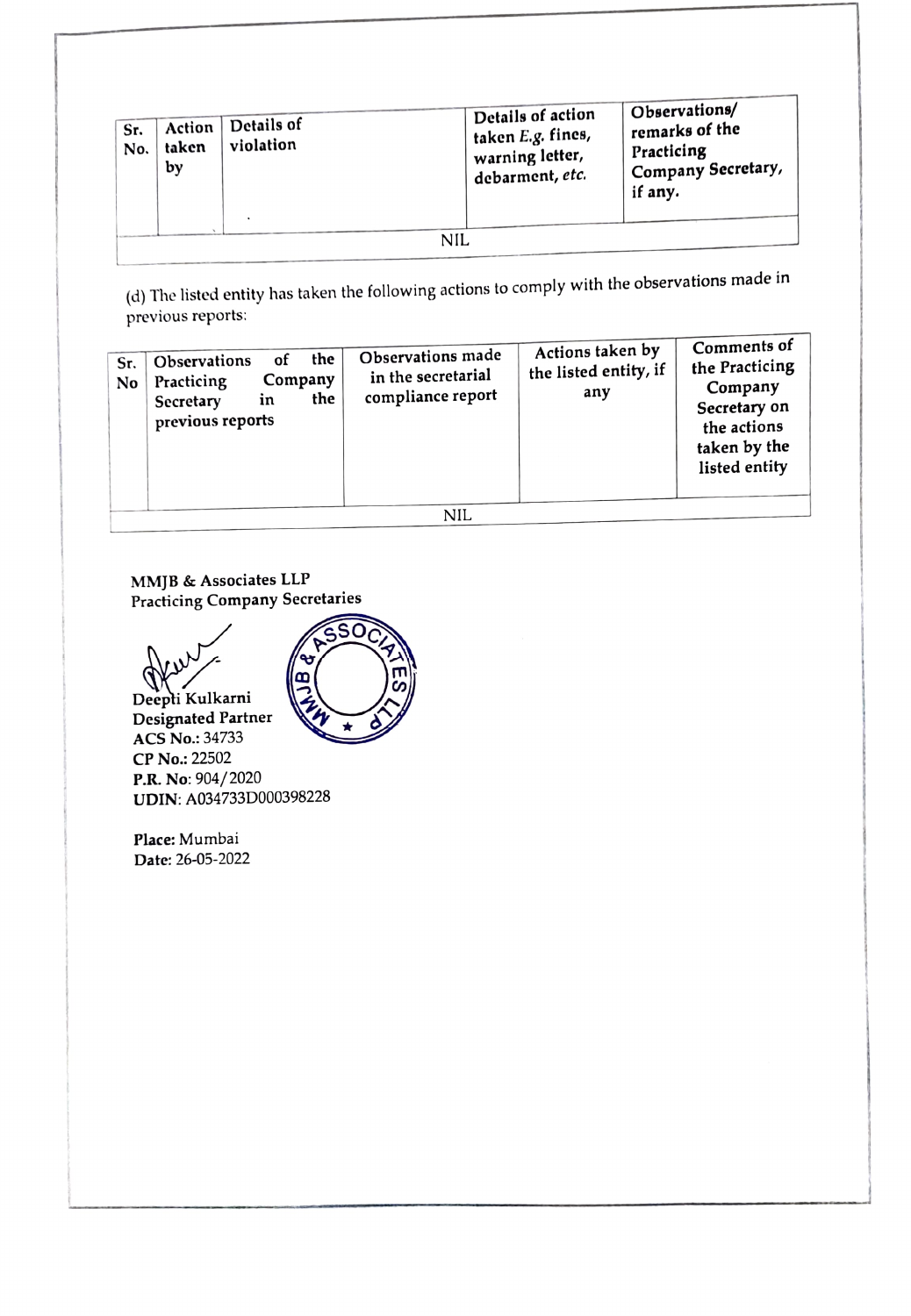| Sr. No. | Action taken by | Details of violation | Details of action taken *E.g.* fines, warning letter, debarment, *etc.* | Observations/ remarks of the Practicing Company Secretary, if any. |
|---|---|---|---|---|
| NIL | | | | |

(d) The listed entity has taken the following actions to comply with the observations made in previous reports:

| Sr. No | Observations of the Practicing Company Secretary in the previous reports | Observations made in the secretarial compliance report | Actions taken by the listed entity, if any | Comments of the Practicing Company Secretary on the actions taken by the listed entity |
|---|---|---|---|---|
| NIL | | | | |

**MMJB & Associates LLP**
**Practicing Company Secretaries**

**Deepti Kulkarni**
**Designated Partner**
**ACS No.:** 34733
**CP No.:** 22502
**P.R. No**: 904/2020
**UDIN**: A034733D000398228

**Place:** Mumbai
**Date:** 26-05-2022